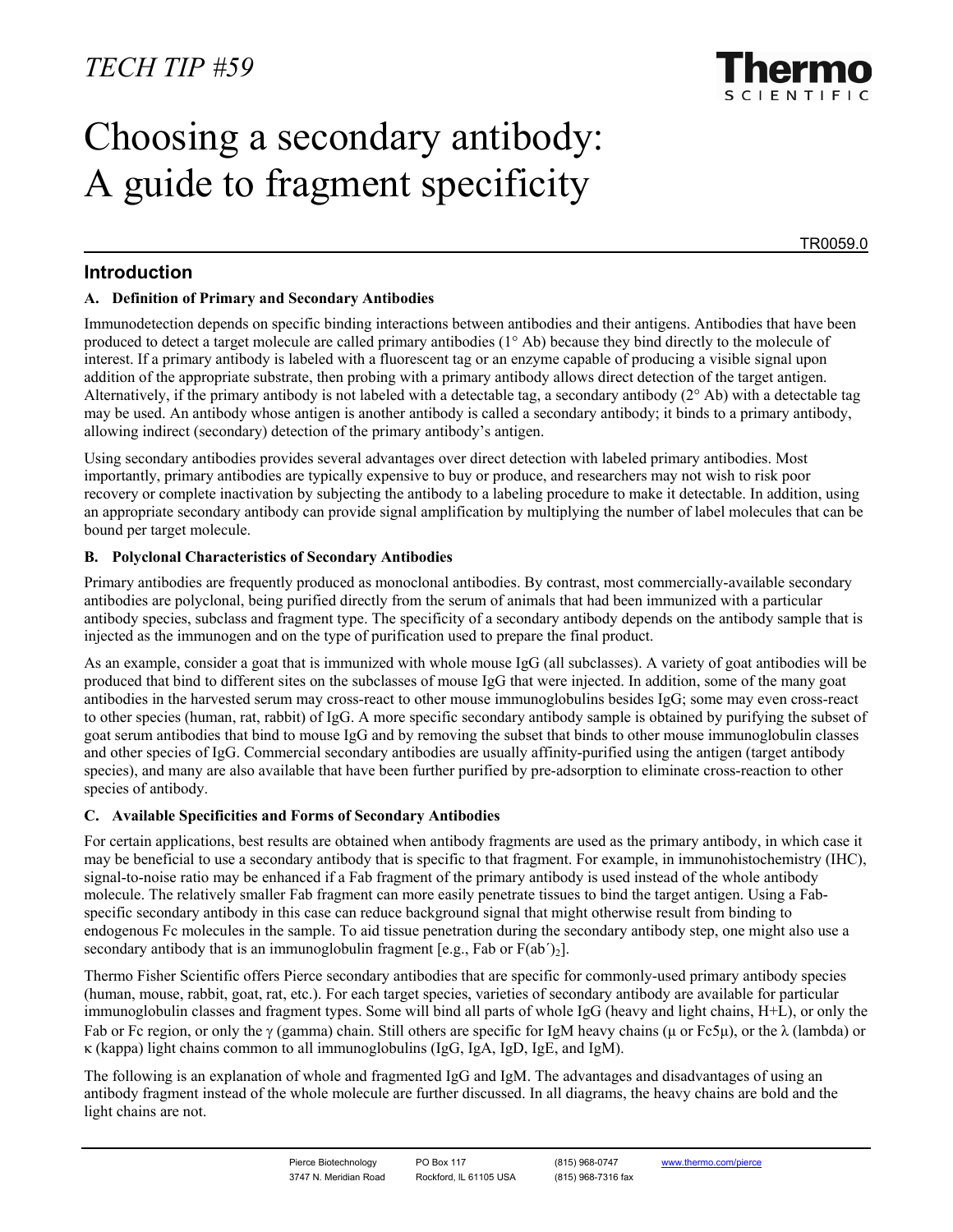*TECH TIP #59*

# Choosing a secondary antibody: A guide to fragment specificity

TR0059.0

## Introduction

### A. Definition of Primary and Secondary Antibodies

Immunodetection depends on specific binding interactions between antibodies and their antigens. Antibodies that have been produced to detect a target molecule are called primary antibodies (1° Ab) because they bind directly to the molecule of interest. If a primary antibody is labeled with a fluorescent tag or an enzyme capable of producing a visible signal upon addition of the appropriate substrate, then probing with a primary antibody allows direct detection of the target antigen. Alternatively, if the primary antibody is not labeled with a detectable tag, a secondary antibody (2° Ab) with a detectable tag may be used. An antibody whose antigen is another antibody is called a secondary antibody; it binds to a primary antibody, allowing indirect (secondary) detection of the primary antibody's antigen.

Using secondary antibodies provides several advantages over direct detection with labeled primary antibodies. Most importantly, primary antibodies are typically expensive to buy or produce, and researchers may not wish to risk poor recovery or complete inactivation by subjecting the antibody to a labeling procedure to make it detectable. In addition, using an appropriate secondary antibody can provide signal amplification by multiplying the number of label molecules that can be bound per target molecule.

### B. Polyclonal Characteristics of Secondary Antibodies

Primary antibodies are frequently produced as monoclonal antibodies. By contrast, most commercially-available secondary antibodies are polyclonal, being purified directly from the serum of animals that had been immunized with a particular antibody species, subclass and fragment type. The specificity of a secondary antibody depends on the antibody sample that is injected as the immunogen and on the type of purification used to prepare the final product.

As an example, consider a goat that is immunized with whole mouse IgG (all subclasses). A variety of goat antibodies will be produced that bind to different sites on the subclasses of mouse IgG that were injected. In addition, some of the many goat antibodies in the harvested serum may cross-react to other mouse immunoglobulins besides IgG; some may even cross-react to other species (human, rat, rabbit) of IgG. A more specific secondary antibody sample is obtained by purifying the subset of goat serum antibodies that bind to mouse IgG and by removing the subset that binds to other mouse immunoglobulin classes and other species of IgG. Commercial secondary antibodies are usually affinity-purified using the antigen (target antibody species), and many are also available that have been further purified by pre-adsorption to eliminate cross-reaction to other species of antibody.

### C. Available Specificities and Forms of Secondary Antibodies

For certain applications, best results are obtained when antibody fragments are used as the primary antibody, in which case it may be beneficial to use a secondary antibody that is specific to that fragment. For example, in immunohistochemistry (IHC), signal-to-noise ratio may be enhanced if a Fab fragment of the primary antibody is used instead of the whole antibody molecule. The relatively smaller Fab fragment can more easily penetrate tissues to bind the target antigen. Using a Fab-specific secondary antibody in this case can reduce background signal that might otherwise result from binding to endogenous Fc molecules in the sample. To aid tissue penetration during the secondary antibody step, one might also use a secondary antibody that is an immunoglobulin fragment [e.g., Fab or $F(ab')_2$].

Thermo Fisher Scientific offers Pierce secondary antibodies that are specific for commonly-used primary antibody species (human, mouse, rabbit, goat, rat, etc.). For each target species, varieties of secondary antibody are available for particular immunoglobulin classes and fragment types. Some will bind all parts of whole IgG (heavy and light chains, H+L), or only the Fab or Fc region, or only the γ (gamma) chain. Still others are specific for IgM heavy chains (μ or Fc5μ), or the λ (lambda) or κ (kappa) light chains common to all immunoglobulins (IgG, IgA, IgD, IgE, and IgM).

The following is an explanation of whole and fragmented IgG and IgM. The advantages and disadvantages of using an antibody fragment instead of the whole molecule are further discussed. In all diagrams, the heavy chains are bold and the light chains are not.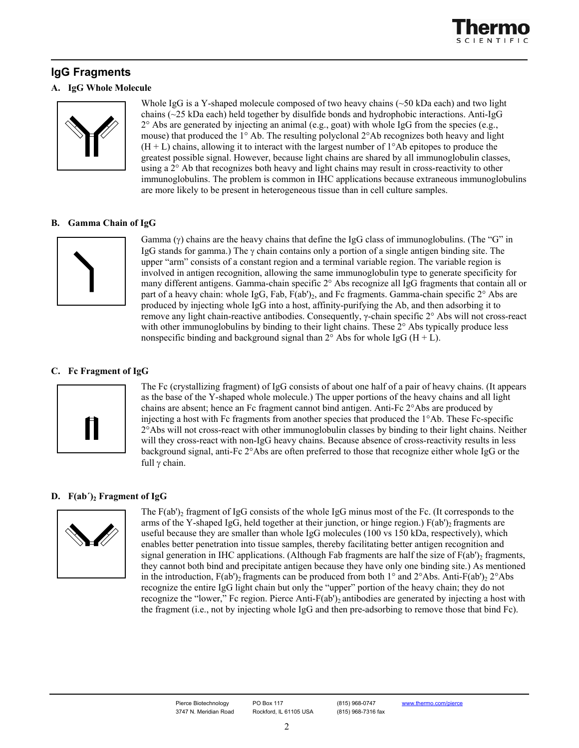## IgG Fragments

### A. IgG Whole Molecule

Whole IgG is a Y-shaped molecule composed of two heavy chains (~50 kDa each) and two light chains (~25 kDa each) held together by disulfide bonds and hydrophobic interactions. Anti-IgG 2° Abs are generated by injecting an animal (e.g., goat) with whole IgG from the species (e.g., mouse) that produced the 1° Ab. The resulting polyclonal 2°Ab recognizes both heavy and light (H + L) chains, allowing it to interact with the largest number of 1°Ab epitopes to produce the greatest possible signal. However, because light chains are shared by all immunoglobulin classes, using a 2° Ab that recognizes both heavy and light chains may result in cross-reactivity to other immunoglobulins. The problem is common in IHC applications because extraneous immunoglobulins are more likely to be present in heterogeneous tissue than in cell culture samples.

### B. Gamma Chain of IgG

Gamma (γ) chains are the heavy chains that define the IgG class of immunoglobulins. (The "G" in IgG stands for gamma.) The γ chain contains only a portion of a single antigen binding site. The upper "arm" consists of a constant region and a terminal variable region. The variable region is involved in antigen recognition, allowing the same immunoglobulin type to generate specificity for many different antigens. Gamma-chain specific 2° Abs recognize all IgG fragments that contain all or part of a heavy chain: whole IgG, Fab, $F(ab')_2$, and Fc fragments. Gamma-chain specific 2° Abs are produced by injecting whole IgG into a host, affinity-purifying the Ab, and then adsorbing it to remove any light chain-reactive antibodies. Consequently, γ-chain specific 2° Abs will not cross-react with other immunoglobulins by binding to their light chains. These 2° Abs typically produce less nonspecific binding and background signal than 2° Abs for whole IgG (H + L).

### C. Fc Fragment of IgG

The Fc (crystallizing fragment) of IgG consists of about one half of a pair of heavy chains. (It appears as the base of the Y-shaped whole molecule.) The upper portions of the heavy chains and all light chains are absent; hence an Fc fragment cannot bind antigen. Anti-Fc 2°Abs are produced by injecting a host with Fc fragments from another species that produced the 1°Ab. These Fc-specific 2°Abs will not cross-react with other immunoglobulin classes by binding to their light chains. Neither will they cross-react with non-IgG heavy chains. Because absence of cross-reactivity results in less background signal, anti-Fc 2°Abs are often preferred to those that recognize either whole IgG or the full γ chain.

### D. $F(ab')_2$ Fragment of IgG

The $F(ab')_2$ fragment of IgG consists of the whole IgG minus most of the Fc. (It corresponds to the arms of the Y-shaped IgG, held together at their junction, or hinge region.) $F(ab')_2$ fragments are useful because they are smaller than whole IgG molecules (100 vs 150 kDa, respectively), which enables better penetration into tissue samples, thereby facilitating better antigen recognition and signal generation in IHC applications. (Although Fab fragments are half the size of $F(ab')_2$ fragments, they cannot both bind and precipitate antigen because they have only one binding site.) As mentioned in the introduction, $F(ab')_2$ fragments can be produced from both 1° and 2°Abs. Anti-$F(ab')_2$ 2°Abs recognize the entire IgG light chain but only the "upper" portion of the heavy chain; they do not recognize the "lower," Fc region. Pierce Anti-$F(ab')_2$ antibodies are generated by injecting a host with the fragment (i.e., not by injecting whole IgG and then pre-adsorbing to remove those that bind Fc).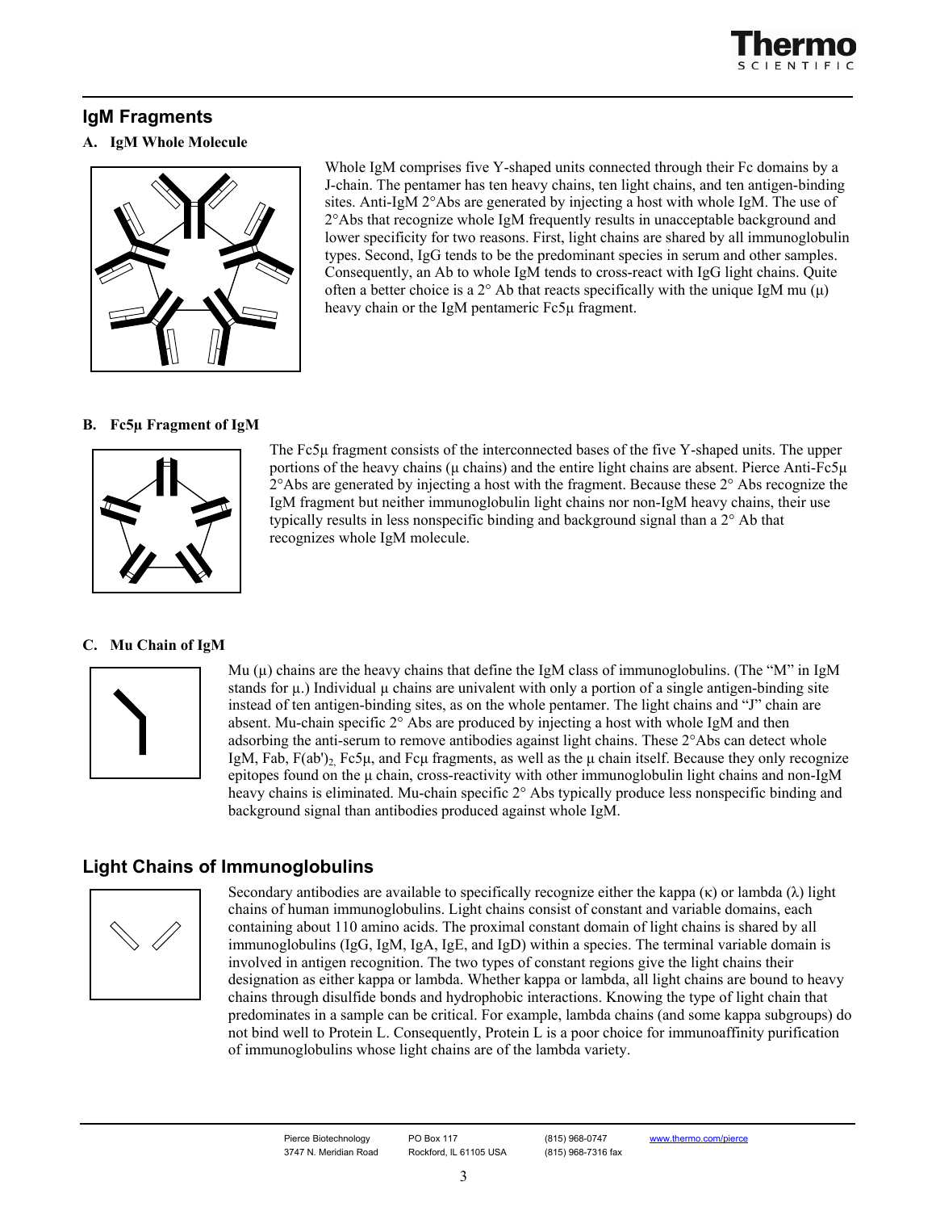## IgM Fragments

### A. IgM Whole Molecule

Whole IgM comprises five Y-shaped units connected through their Fc domains by a J-chain. The pentamer has ten heavy chains, ten light chains, and ten antigen-binding sites. Anti-IgM 2°Abs are generated by injecting a host with whole IgM. The use of 2°Abs that recognize whole IgM frequently results in unacceptable background and lower specificity for two reasons. First, light chains are shared by all immunoglobulin types. Second, IgG tends to be the predominant species in serum and other samples. Consequently, an Ab to whole IgM tends to cross-react with IgG light chains. Quite often a better choice is a 2° Ab that reacts specifically with the unique IgM mu (μ) heavy chain or the IgM pentameric Fc5μ fragment.

### B. Fc5μ Fragment of IgM

The Fc5μ fragment consists of the interconnected bases of the five Y-shaped units. The upper portions of the heavy chains (μ chains) and the entire light chains are absent. Pierce Anti-Fc5μ 2°Abs are generated by injecting a host with the fragment. Because these 2° Abs recognize the IgM fragment but neither immunoglobulin light chains nor non-IgM heavy chains, their use typically results in less nonspecific binding and background signal than a 2° Ab that recognizes whole IgM molecule.

### C. Mu Chain of IgM

Mu (μ) chains are the heavy chains that define the IgM class of immunoglobulins. (The "M" in IgM stands for μ.) Individual μ chains are univalent with only a portion of a single antigen-binding site instead of ten antigen-binding sites, as on the whole pentamer. The light chains and "J" chain are absent. Mu-chain specific 2° Abs are produced by injecting a host with whole IgM and then adsorbing the anti-serum to remove antibodies against light chains. These 2°Abs can detect whole IgM, Fab, F(ab')$_2$, Fc5μ, and Fcμ fragments, as well as the μ chain itself. Because they only recognize epitopes found on the μ chain, cross-reactivity with other immunoglobulin light chains and non-IgM heavy chains is eliminated. Mu-chain specific 2° Abs typically produce less nonspecific binding and background signal than antibodies produced against whole IgM.

## Light Chains of Immunoglobulins

Secondary antibodies are available to specifically recognize either the kappa (κ) or lambda (λ) light chains of human immunoglobulins. Light chains consist of constant and variable domains, each containing about 110 amino acids. The proximal constant domain of light chains is shared by all immunoglobulins (IgG, IgM, IgA, IgE, and IgD) within a species. The terminal variable domain is involved in antigen recognition. The two types of constant regions give the light chains their designation as either kappa or lambda. Whether kappa or lambda, all light chains are bound to heavy chains through disulfide bonds and hydrophobic interactions. Knowing the type of light chain that predominates in a sample can be critical. For example, lambda chains (and some kappa subgroups) do not bind well to Protein L. Consequently, Protein L is a poor choice for immunoaffinity purification of immunoglobulins whose light chains are of the lambda variety.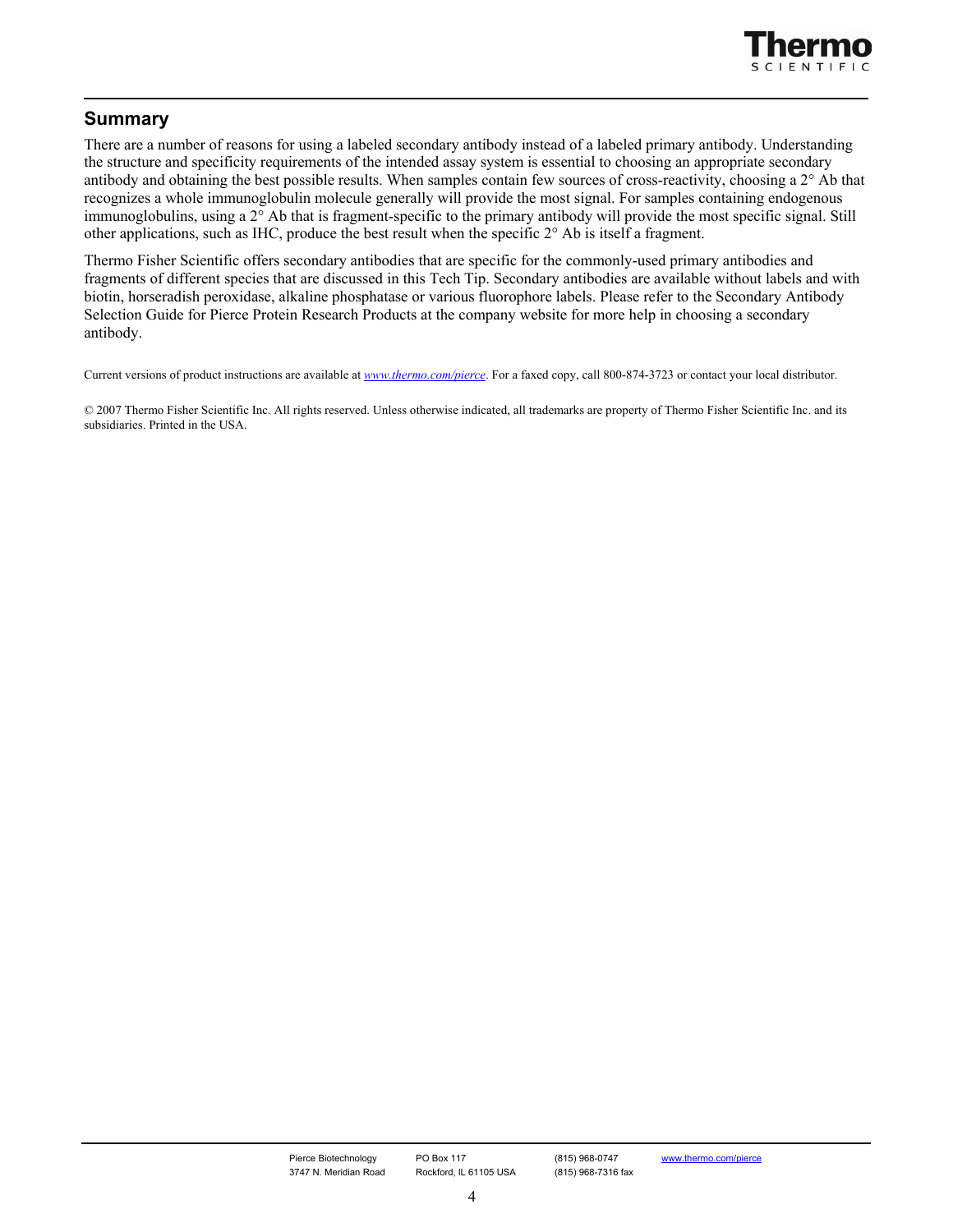## Summary

There are a number of reasons for using a labeled secondary antibody instead of a labeled primary antibody. Understanding the structure and specificity requirements of the intended assay system is essential to choosing an appropriate secondary antibody and obtaining the best possible results. When samples contain few sources of cross-reactivity, choosing a 2° Ab that recognizes a whole immunoglobulin molecule generally will provide the most signal. For samples containing endogenous immunoglobulins, using a 2° Ab that is fragment-specific to the primary antibody will provide the most specific signal. Still other applications, such as IHC, produce the best result when the specific 2° Ab is itself a fragment.

Thermo Fisher Scientific offers secondary antibodies that are specific for the commonly-used primary antibodies and fragments of different species that are discussed in this Tech Tip. Secondary antibodies are available without labels and with biotin, horseradish peroxidase, alkaline phosphatase or various fluorophore labels. Please refer to the Secondary Antibody Selection Guide for Pierce Protein Research Products at the company website for more help in choosing a secondary antibody.

Current versions of product instructions are available at *www.thermo.com/pierce*. For a faxed copy, call 800-874-3723 or contact your local distributor.

© 2007 Thermo Fisher Scientific Inc. All rights reserved. Unless otherwise indicated, all trademarks are property of Thermo Fisher Scientific Inc. and its subsidiaries. Printed in the USA.